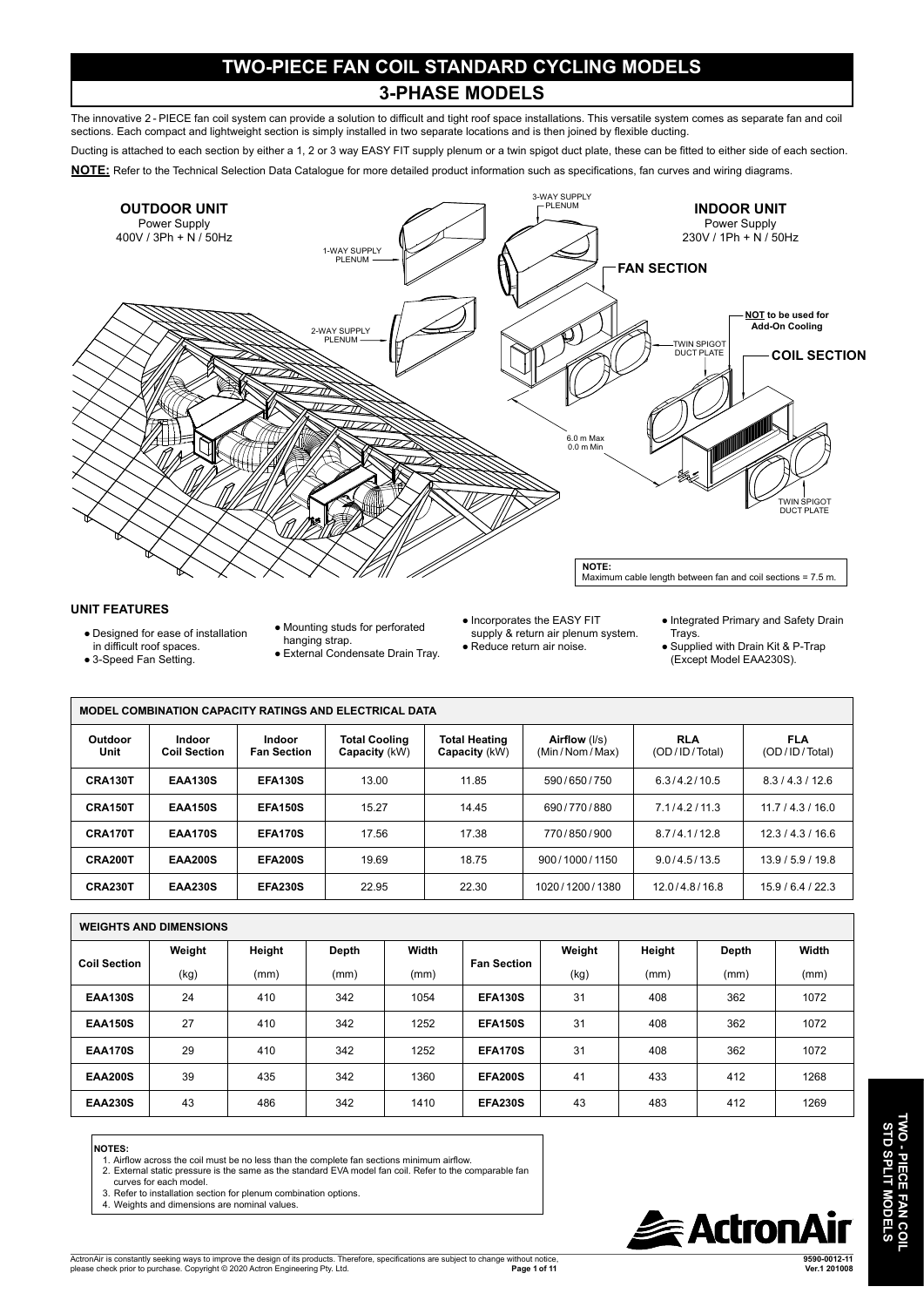# TWO-PIECE FAN COIL STANDARD CYCLING MODELS

## 3-PHASE MODELS

The innovative 2 - PIECE fan coil system can provide a solution to difficult and tight roof space installations. This versatile system comes as separate fan and coil sections. Each compact and lightweight section is simply installed in two separate locations and is then joined by flexible ducting.

Ducting is attached to each section by either a 1, 2 or 3 way EASY FIT supply plenum or a twin spigot duct plate, these can be fitted to either side of each section.

**NOTE:** Refer to the Technical Selection Data Catalogue for more detailed product information such as specifications, fan curves and wiring diagrams.

**OUTDOOR UNIT**
Power Supply
400V / 3Ph + N / 50Hz

**INDOOR UNIT**
Power Supply
230V / 1Ph + N / 50Hz

1-WAY SUPPLY PLENUM

2-WAY SUPPLY PLENUM

3-WAY SUPPLY PLENUM

**FAN SECTION**

**NOT to be used for Add-On Cooling**

TWIN SPIGOT DUCT PLATE

**COIL SECTION**

6.0 m Max
0.0 m Min

TWIN SPIGOT DUCT PLATE

**NOTE:**
Maximum cable length between fan and coil sections = 7.5 m.

### UNIT FEATURES

- Designed for ease of installation in difficult roof spaces.
- 3-Speed Fan Setting.
- Mounting studs for perforated hanging strap.
- External Condensate Drain Tray.
- Incorporates the EASY FIT supply & return air plenum system.
- Reduce return air noise.
- Integrated Primary and Safety Drain Trays.
- Supplied with Drain Kit & P-Trap (Except Model EAA230S).

| MODEL COMBINATION CAPACITY RATINGS AND ELECTRICAL DATA | | | | | | | |
|---|---|---|---|---|---|---|---|
| **Outdoor Unit** | **Indoor Coil Section** | **Indoor Fan Section** | **Total Cooling Capacity** (kW) | **Total Heating Capacity** (kW) | **Airflow** (l/s) (Min / Nom / Max) | **RLA** (OD / ID / Total) | **FLA** (OD / ID / Total) |
| **CRA130T** | **EAA130S** | **EFA130S** | 13.00 | 11.85 | 590 / 650 / 750 | 6.3 / 4.2 / 10.5 | 8.3 / 4.3 / 12.6 |
| **CRA150T** | **EAA150S** | **EFA150S** | 15.27 | 14.45 | 690 / 770 / 880 | 7.1 / 4.2 / 11.3 | 11.7 / 4.3 / 16.0 |
| **CRA170T** | **EAA170S** | **EFA170S** | 17.56 | 17.38 | 770 / 850 / 900 | 8.7 / 4.1 / 12.8 | 12.3 / 4.3 / 16.6 |
| **CRA200T** | **EAA200S** | **EFA200S** | 19.69 | 18.75 | 900 / 1000 / 1150 | 9.0 / 4.5 / 13.5 | 13.9 / 5.9 / 19.8 |
| **CRA230T** | **EAA230S** | **EFA230S** | 22.95 | 22.30 | 1020 / 1200 / 1380 | 12.0 / 4.8 / 16.8 | 15.9 / 6.4 / 22.3 |

| WEIGHTS AND DIMENSIONS | | | | | | | | | |
|---|---|---|---|---|---|---|---|---|---|
| **Coil Section** | **Weight** (kg) | **Height** (mm) | **Depth** (mm) | **Width** (mm) | **Fan Section** | **Weight** (kg) | **Height** (mm) | **Depth** (mm) | **Width** (mm) |
| **EAA130S** | 24 | 410 | 342 | 1054 | **EFA130S** | 31 | 408 | 362 | 1072 |
| **EAA150S** | 27 | 410 | 342 | 1252 | **EFA150S** | 31 | 408 | 362 | 1072 |
| **EAA170S** | 29 | 410 | 342 | 1252 | **EFA170S** | 31 | 408 | 362 | 1072 |
| **EAA200S** | 39 | 435 | 342 | 1360 | **EFA200S** | 41 | 433 | 412 | 1268 |
| **EAA230S** | 43 | 486 | 342 | 1410 | **EFA230S** | 43 | 483 | 412 | 1269 |

**NOTES:**
1. Airflow across the coil must be no less than the complete fan sections minimum airflow.
2. External static pressure is the same as the standard EVA model fan coil. Refer to the comparable fan curves for each model.
3. Refer to installation section for plenum combination options.
4. Weights and dimensions are nominal values.

ActronAir is constantly seeking ways to improve the design of its products. Therefore, specifications are subject to change without notice, please check prior to purchase. Copyright © 2020 Actron Engineering Pty. Ltd.

9590-0012-11
Ver.1 201008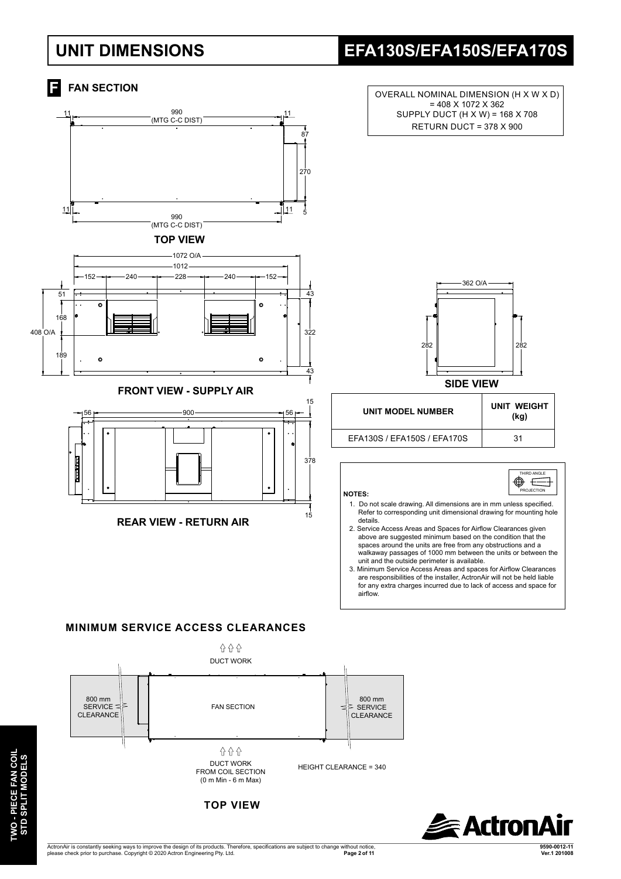# UNIT DIMENSIONS

# EFA130S/EFA150S/EFA170S

## F FAN SECTION

OVERALL NOMINAL DIMENSION (H X W X D) = 408 X 1072 X 362
SUPPLY DUCT (H X W) = 168 X 708
RETURN DUCT = 378 X 900

TOP VIEW

FRONT VIEW - SUPPLY AIR

REAR VIEW - RETURN AIR

SIDE VIEW

| UNIT MODEL NUMBER | UNIT WEIGHT (kg) |
|---|---|
| EFA130S / EFA150S / EFA170S | 31 |

THIRD ANGLE PROJECTION

**NOTES:**

1. Do not scale drawing. All dimensions are in mm unless specified. Refer to corresponding unit dimensional drawing for mounting hole details.
2. Service Access Areas and Spaces for Airflow Clearances given above are suggested minimum based on the condition that the spaces around the units are free from any obstructions and a walkaway passages of 1000 mm between the units or between the unit and the outside perimeter is available.
3. Minimum Service Access Areas and spaces for Airflow Clearances are responsibilities of the installer, ActronAir will not be held liable for any extra charges incurred due to lack of access and space for airflow.

## MINIMUM SERVICE ACCESS CLEARANCES

DUCT WORK

800 mm SERVICE CLEARANCE

FAN SECTION

800 mm SERVICE CLEARANCE

DUCT WORK FROM COIL SECTION (0 m Min - 6 m Max)

HEIGHT CLEARANCE = 340

TOP VIEW

ActronAir is constantly seeking ways to improve the design of its products. Therefore, specifications are subject to change without notice, please check prior to purchase. Copyright © 2020 Actron Engineering Pty. Ltd.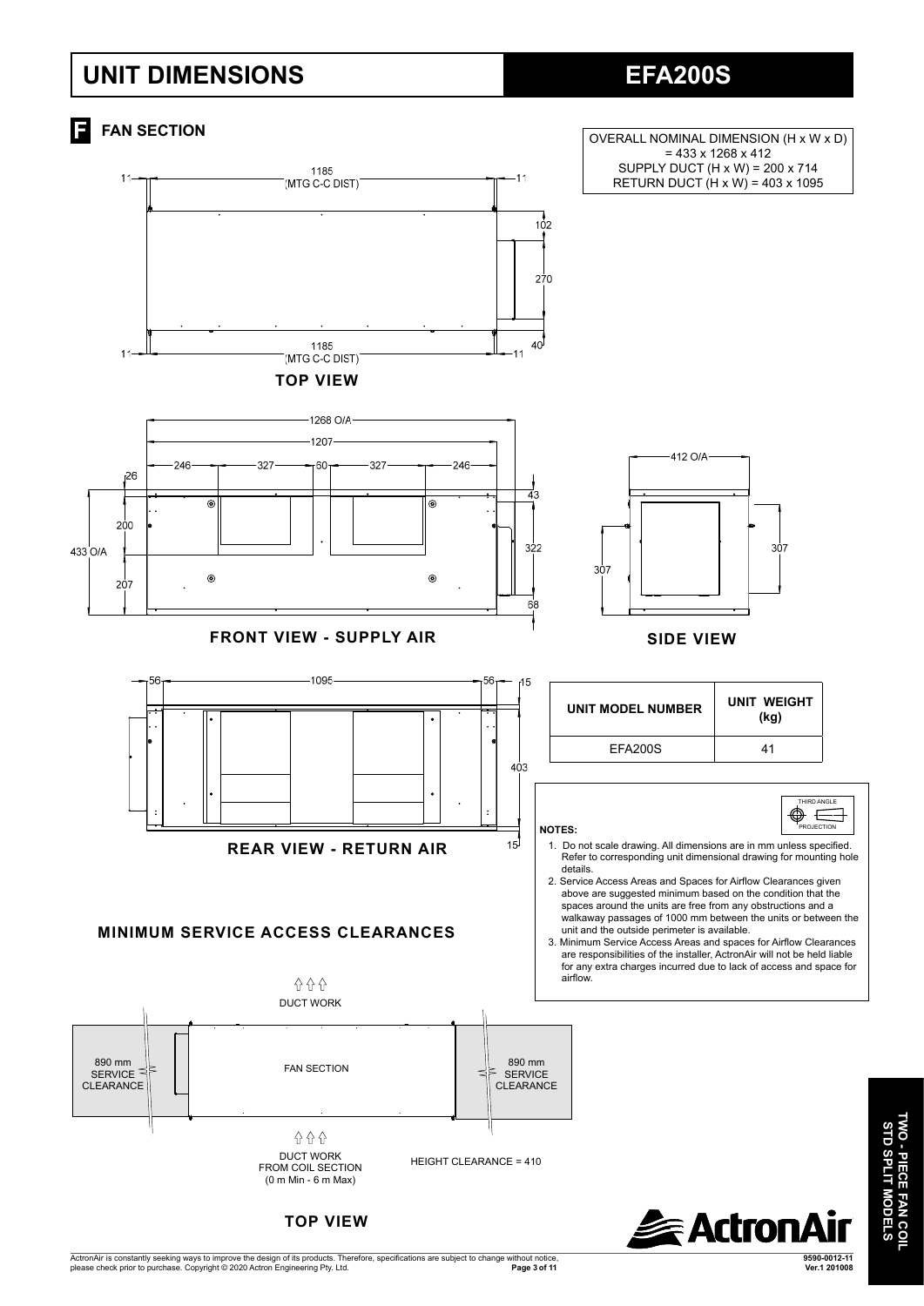# UNIT DIMENSIONS — EFA200S

## F FAN SECTION

OVERALL NOMINAL DIMENSION (H x W x D) = 433 x 1268 x 412
SUPPLY DUCT (H x W) = 200 x 714
RETURN DUCT (H x W) = 403 x 1095

**TOP VIEW**

**FRONT VIEW - SUPPLY AIR**

**SIDE VIEW**

**REAR VIEW - RETURN AIR**

| UNIT MODEL NUMBER | UNIT WEIGHT (kg) |
|---|---|
| EFA200S | 41 |

**NOTES:**

1. Do not scale drawing. All dimensions are in mm unless specified. Refer to corresponding unit dimensional drawing for mounting hole details.
2. Service Access Areas and Spaces for Airflow Clearances given above are suggested minimum based on the condition that the spaces around the units are free from any obstructions and a walkaway passages of 1000 mm between the units or between the unit and the outside perimeter is available.
3. Minimum Service Access Areas and spaces for Airflow Clearances are responsibilities of the installer, ActronAir will not be held liable for any extra charges incurred due to lack of access and space for airflow.

## MINIMUM SERVICE ACCESS CLEARANCES

DUCT WORK

890 mm SERVICE CLEARANCE — FAN SECTION — 890 mm SERVICE CLEARANCE

DUCT WORK FROM COIL SECTION (0 m Min - 6 m Max)

HEIGHT CLEARANCE = 410

**TOP VIEW**

ActronAir is constantly seeking ways to improve the design of its products. Therefore, specifications are subject to change without notice, please check prior to purchase. Copyright © 2020 Actron Engineering Pty. Ltd.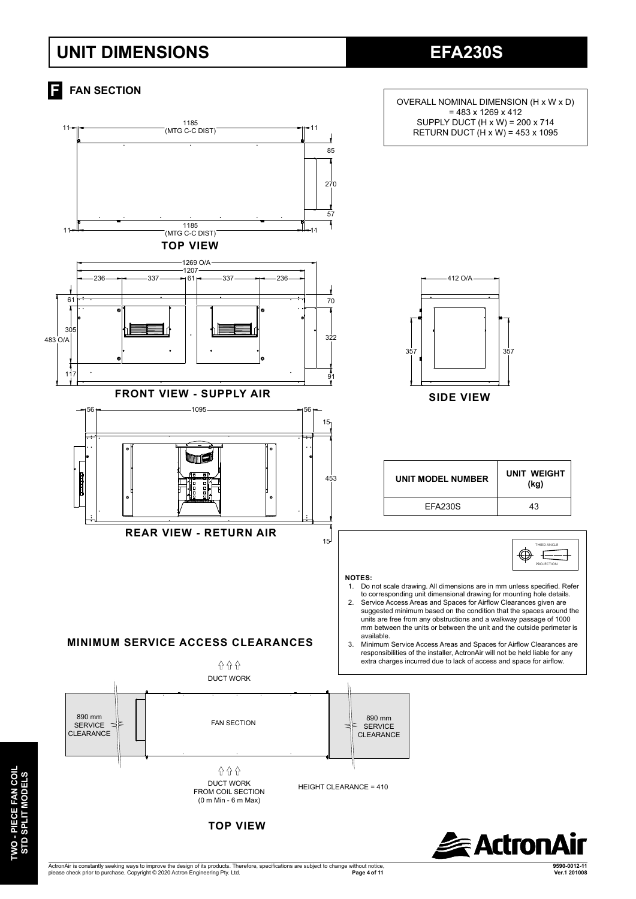# UNIT DIMENSIONS

# EFA230S

## F FAN SECTION

OVERALL NOMINAL DIMENSION (H x W x D) = 483 x 1269 x 412
SUPPLY DUCT (H x W) = 200 x 714
RETURN DUCT (H x W) = 453 x 1095

**TOP VIEW**

**FRONT VIEW - SUPPLY AIR**

**SIDE VIEW**

**REAR VIEW - RETURN AIR**

| UNIT MODEL NUMBER | UNIT WEIGHT (kg) |
|---|---|
| EFA230S | 43 |

**NOTES:**

1. Do not scale drawing. All dimensions are in mm unless specified. Refer to corresponding unit dimensional drawing for mounting hole details.
2. Service Access Areas and Spaces for Airflow Clearances given are suggested minimum based on the condition that the spaces around the units are free from any obstructions and a walkway passage of 1000 mm between the units or between the unit and the outside perimeter is available.
3. Minimum Service Access Areas and Spaces for Airflow Clearances are responsibilities of the installer, ActronAir will not be held liable for any extra charges incurred due to lack of access and space for airflow.

### MINIMUM SERVICE ACCESS CLEARANCES

DUCT WORK

890 mm SERVICE CLEARANCE

FAN SECTION

890 mm SERVICE CLEARANCE

DUCT WORK FROM COIL SECTION (0 m Min - 6 m Max)

HEIGHT CLEARANCE = 410

**TOP VIEW**

ActronAir is constantly seeking ways to improve the design of its products. Therefore, specifications are subject to change without notice, please check prior to purchase. Copyright © 2020 Actron Engineering Pty. Ltd.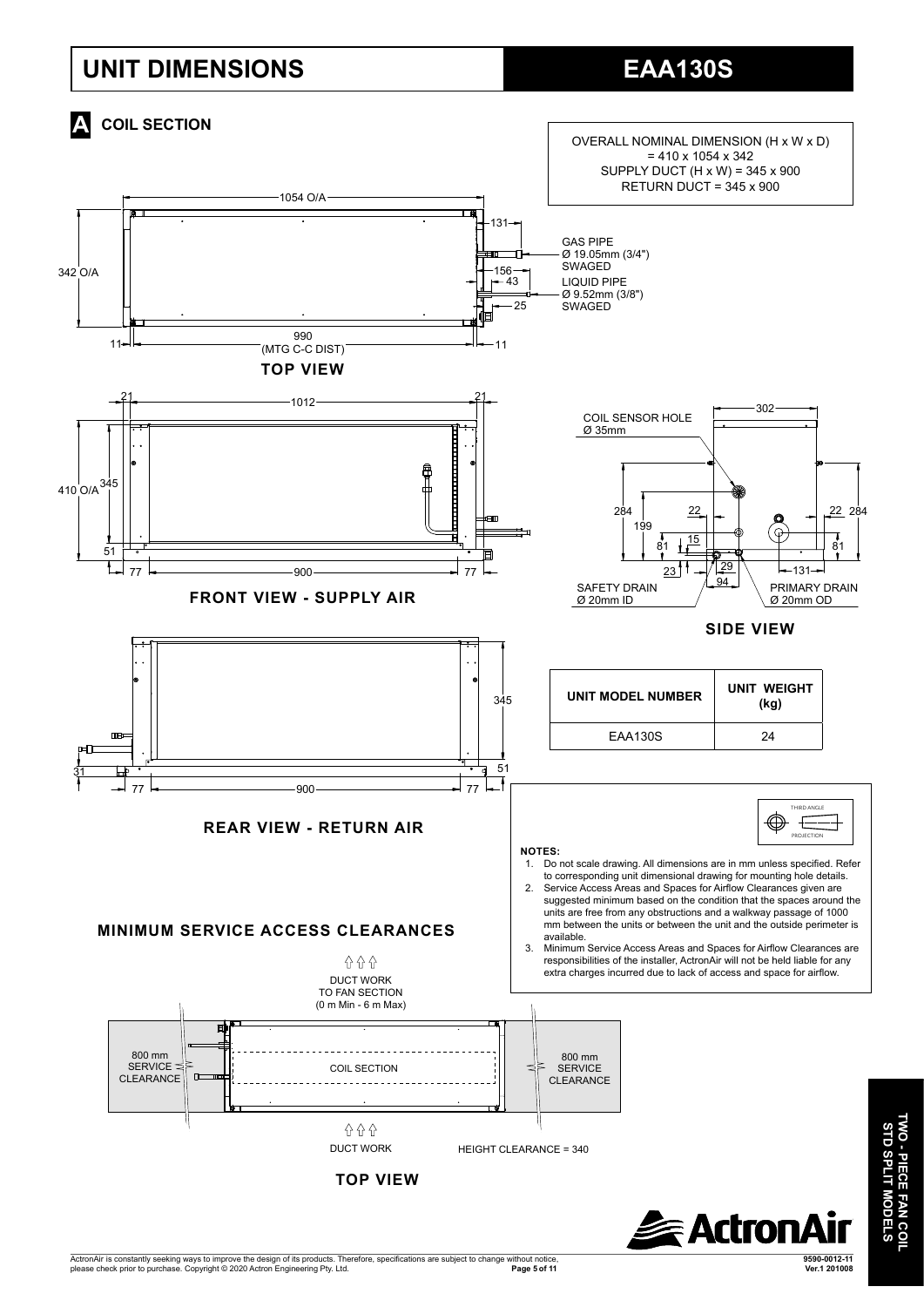# UNIT DIMENSIONS

# EAA130S

## A COIL SECTION

OVERALL NOMINAL DIMENSION (H x W x D)
= 410 x 1054 x 342
SUPPLY DUCT (H x W) = 345 x 900
RETURN DUCT = 345 x 900

### TOP VIEW

1054 O/A
342 O/A
131
156
43
25
11
990 (MTG C-C DIST)
11

GAS PIPE
Ø 19.05mm (3/4")
SWAGED

LIQUID PIPE
Ø 9.52mm (3/8")
SWAGED

### FRONT VIEW - SUPPLY AIR

21
1012
21
410 O/A
345
51
77
900
77

### SIDE VIEW

302

COIL SENSOR HOLE
Ø 35mm

284
199
22
15
81
23
29
94
131
22
284
81

SAFETY DRAIN
Ø 20mm ID

PRIMARY DRAIN
Ø 20mm OD

### REAR VIEW - RETURN AIR

345
31
51
77
900
77

| UNIT MODEL NUMBER | UNIT WEIGHT (kg) |
| --- | --- |
| EAA130S | 24 |

THIRD ANGLE PROJECTION

**NOTES:**

1. Do not scale drawing. All dimensions are in mm unless specified. Refer to corresponding unit dimensional drawing for mounting hole details.
2. Service Access Areas and Spaces for Airflow Clearances given are suggested minimum based on the condition that the spaces around the units are free from any obstructions and a walkway passage of 1000 mm between the units or between the unit and the outside perimeter is available.
3. Minimum Service Access Areas and Spaces for Airflow Clearances are responsibilities of the installer, ActronAir will not be held liable for any extra charges incurred due to lack of access and space for airflow.

## MINIMUM SERVICE ACCESS CLEARANCES

DUCT WORK
TO FAN SECTION
(0 m Min - 6 m Max)

800 mm
SERVICE
CLEARANCE

COIL SECTION

800 mm
SERVICE
CLEARANCE

DUCT WORK

HEIGHT CLEARANCE = 340

### TOP VIEW

TWO - PIECE FAN COIL
STD SPLIT MODELS

ActronAir

ActronAir is constantly seeking ways to improve the design of its products. Therefore, specifications are subject to change without notice, please check prior to purchase. Copyright © 2020 Actron Engineering Pty. Ltd.

9590-0012-11
Ver.1 201008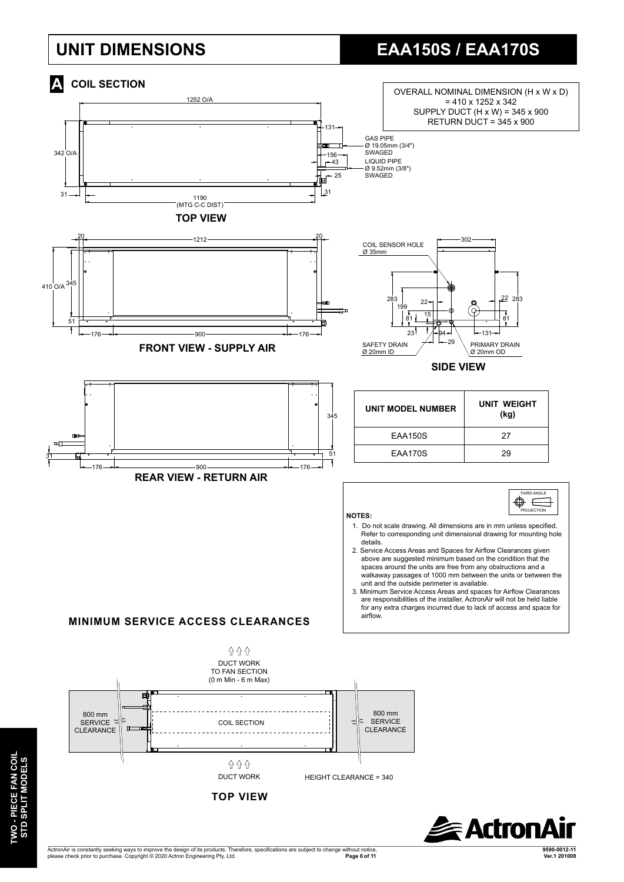# UNIT DIMENSIONS

# EAA150S / EAA170S

## A COIL SECTION

OVERALL NOMINAL DIMENSION (H x W x D) = 410 x 1252 x 342
SUPPLY DUCT (H x W) = 345 x 900
RETURN DUCT = 345 x 900

### TOP VIEW

1252 O/A
342 O/A
131
156
43
25
31
31
1190 (MTG C-C DIST)

GAS PIPE Ø 19.05mm (3/4") SWAGED

LIQUID PIPE Ø 9.52mm (3/8") SWAGED

### FRONT VIEW - SUPPLY AIR

20, 1212, 20
410 O/A, 345, 51
176, 900, 176

### SIDE VIEW

302
COIL SENSOR HOLE Ø 35mm
283, 199, 81, 22, 15, 23, 94, 29, 131, 22, 283, 81

SAFETY DRAIN Ø 20mm ID

PRIMARY DRAIN Ø 20mm OD

### REAR VIEW - RETURN AIR

345, 51, 31
176, 900, 176

| UNIT MODEL NUMBER | UNIT WEIGHT (kg) |
|---|---|
| EAA150S | 27 |
| EAA170S | 29 |

THIRD ANGLE PROJECTION

**NOTES:**

1. Do not scale drawing. All dimensions are in mm unless specified. Refer to corresponding unit dimensional drawing for mounting hole details.
2. Service Access Areas and Spaces for Airflow Clearances given above are suggested minimum based on the condition that the spaces around the units are free from any obstructions and a walkaway passages of 1000 mm between the units or between the unit and the outside perimeter is available.
3. Minimum Service Access Areas and spaces for Airflow Clearances are responsibilities of the installer, ActronAir will not be held liable for any extra charges incurred due to lack of access and space for airflow.

## MINIMUM SERVICE ACCESS CLEARANCES

DUCT WORK TO FAN SECTION (0 m Min - 6 m Max)

800 mm SERVICE CLEARANCE

COIL SECTION

800 mm SERVICE CLEARANCE

DUCT WORK

HEIGHT CLEARANCE = 340

### TOP VIEW

ActronAir is constantly seeking ways to improve the design of its products. Therefore, specifications are subject to change without notice, please check prior to purchase. Copyright © 2020 Actron Engineering Pty. Ltd.

9590-0012-11 Ver.1 201008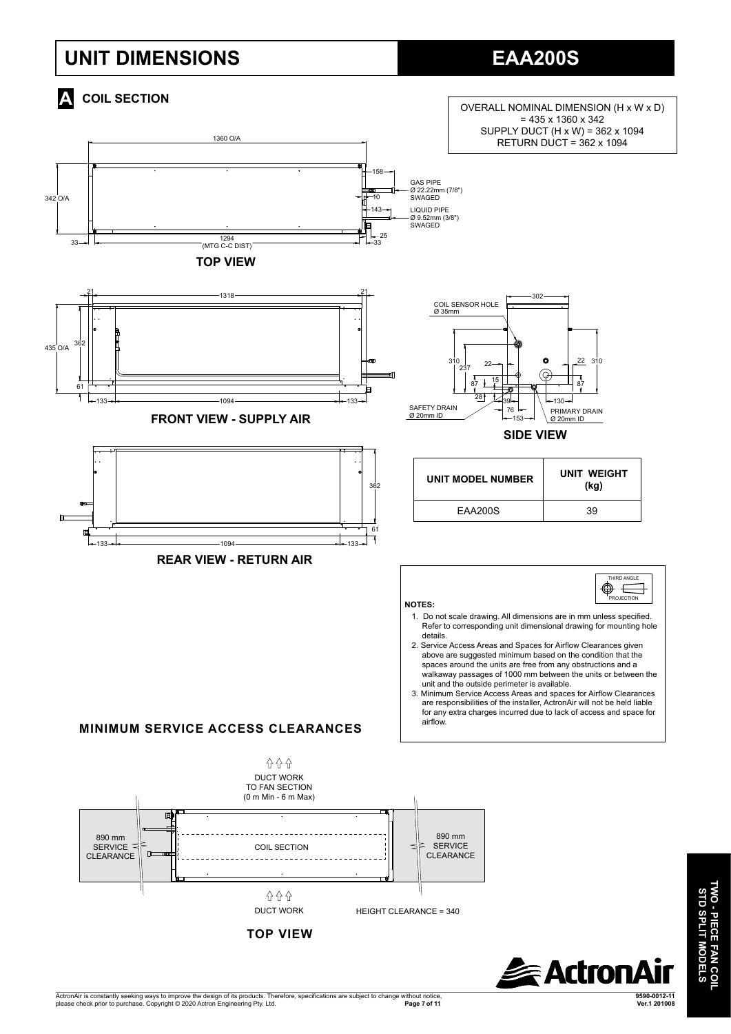# UNIT DIMENSIONS

# EAA200S

## A COIL SECTION

OVERALL NOMINAL DIMENSION (H x W x D) = 435 x 1360 x 342
SUPPLY DUCT (H x W) = 362 x 1094
RETURN DUCT = 362 x 1094

1360 O/A

342 O/A

158

10

143

25

33

33

1294 (MTG C-C DIST)

GAS PIPE Ø 22.22mm (7/8") SWAGED

LIQUID PIPE Ø 9.52mm (3/8") SWAGED

**TOP VIEW**

21 | 1318 | 21

435 O/A

362

61

133 | 1094 | 133

**FRONT VIEW - SUPPLY AIR**

302

COIL SENSOR HOLE Ø 35mm

310 237 22 15 87 28 39 76 153 130 22 87 310

SAFETY DRAIN Ø 20mm ID

PRIMARY DRAIN Ø 20mm ID

**SIDE VIEW**

362

61

133 | 1094 | 133

**REAR VIEW - RETURN AIR**

| UNIT MODEL NUMBER | UNIT WEIGHT (kg) |
|---|---|
| EAA200S | 39 |

THIRD ANGLE PROJECTION

**NOTES:**

1. Do not scale drawing. All dimensions are in mm unless specified. Refer to corresponding unit dimensional drawing for mounting hole details.
2. Service Access Areas and Spaces for Airflow Clearances given above are suggested minimum based on the condition that the spaces around the units are free from any obstructions and a walkaway passages of 1000 mm between the units or between the unit and the outside perimeter is available.
3. Minimum Service Access Areas and spaces for Airflow Clearances are responsibilities of the installer, ActronAir will not be held liable for any extra charges incurred due to lack of access and space for airflow.

## MINIMUM SERVICE ACCESS CLEARANCES

DUCT WORK TO FAN SECTION (0 m Min - 6 m Max)

890 mm SERVICE CLEARANCE

COIL SECTION

890 mm SERVICE CLEARANCE

DUCT WORK

HEIGHT CLEARANCE = 340

**TOP VIEW**

TWO - PIECE FAN COIL STD SPLIT MODELS

ActronAir is constantly seeking ways to improve the design of its products. Therefore, specifications are subject to change without notice, please check prior to purchase. Copyright © 2020 Actron Engineering Pty. Ltd.

9590-0012-11 Ver.1 201008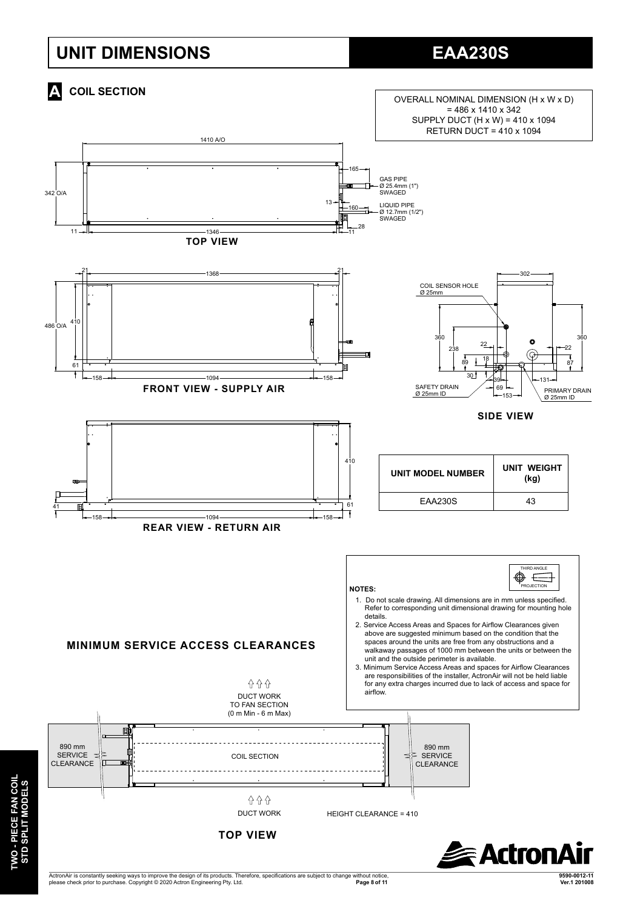# UNIT DIMENSIONS

# EAA230S

## A COIL SECTION

OVERALL NOMINAL DIMENSION (H x W x D) = 486 x 1410 x 342
SUPPLY DUCT (H x W) = 410 x 1094
RETURN DUCT = 410 x 1094

**TOP VIEW**

GAS PIPE Ø 25.4mm (1") SWAGED

LIQUID PIPE Ø 12.7mm (1/2") SWAGED

**FRONT VIEW - SUPPLY AIR**

COIL SENSOR HOLE Ø 25mm

SAFETY DRAIN Ø 25mm ID

PRIMARY DRAIN Ø 25mm ID

**SIDE VIEW**

**REAR VIEW - RETURN AIR**

| UNIT MODEL NUMBER | UNIT WEIGHT (kg) |
| --- | --- |
| EAA230S | 43 |

**NOTES:**

1. Do not scale drawing. All dimensions are in mm unless specified. Refer to corresponding unit dimensional drawing for mounting hole details.
2. Service Access Areas and Spaces for Airflow Clearances given above are suggested minimum based on the condition that the spaces around the units are free from any obstructions and a walkaway passages of 1000 mm between the units or between the unit and the outside perimeter is available.
3. Minimum Service Access Areas and spaces for Airflow Clearances are responsibilities of the installer, ActronAir will not be held liable for any extra charges incurred due to lack of access and space for airflow.

## MINIMUM SERVICE ACCESS CLEARANCES

DUCT WORK TO FAN SECTION (0 m Min - 6 m Max)

890 mm SERVICE CLEARANCE

COIL SECTION

890 mm SERVICE CLEARANCE

DUCT WORK

HEIGHT CLEARANCE = 410

**TOP VIEW**

ActronAir is constantly seeking ways to improve the design of its products. Therefore, specifications are subject to change without notice, please check prior to purchase. Copyright © 2020 Actron Engineering Pty. Ltd.

9590-0012-11 Ver.1 201008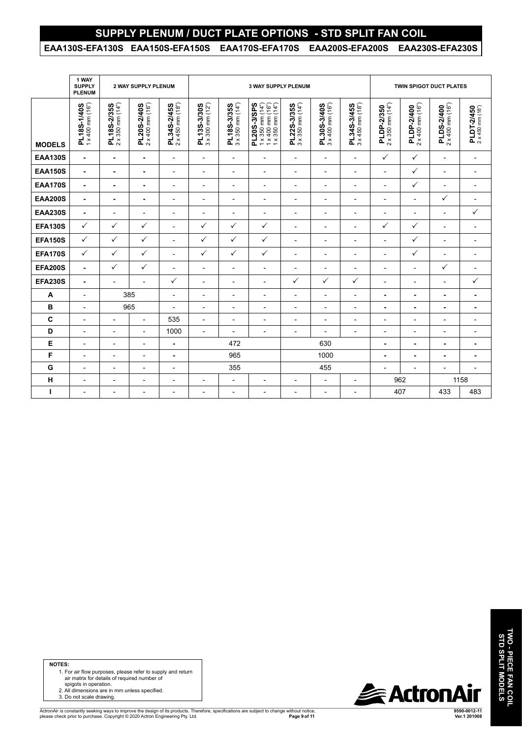# SUPPLY PLENUM / DUCT PLATE OPTIONS - STD SPLIT FAN COIL

## EAA130S-EFA130S EAA150S-EFA150S EAA170S-EFA170S EAA200S-EFA200S EAA230S-EFA230S

| | 1 WAY SUPPLY PLENUM | 2 WAY SUPPLY PLENUM | | | 3 WAY SUPPLY PLENUM | | | | | | TWIN SPIGOT DUCT PLATES | | | |
|---|---|---|---|---|---|---|---|---|---|---|---|---|---|---|
| **MODELS** | **PL18S-1/40S** 1 x 400 mm (16") | **PL18S-2/35S** 2 x 350 mm (14") | **PL20S-2/40S** 2 x 400 mm (16") | **PL34S-2/45S** 2 x 450 mm (18") | **PL13S-3/30S** 3 x 300 mm (12") | **PL18S-3/35S** 3 x 350 mm (14") | **PL20S-3/SPS** 1 x 350 mm (14") 1 x 400 mm (16") 1 x 350 mm (14") | **PL22S-3/35S** 3 x 350 mm (14") | **PL30S-3/40S** 3 x 400 mm (16") | **PL34S-3/45S** 3 x 450 mm (18") | **PLDP-2/350** 2 x 350 mm (14") | **PLDP-2/400** 2 x 400 mm (16") | **PLDS-2/400** 2 x 400 mm (16") | **PLDT-2/450** 2 x 450 mm (18") |
| **EAA130S** | - | - | - | - | - | - | - | - | - | - | ✓ | ✓ | - | - |
| **EAA150S** | - | - | - | - | - | - | - | - | - | - | - | ✓ | - | - |
| **EAA170S** | - | - | - | - | - | - | - | - | - | - | - | ✓ | - | - |
| **EAA200S** | - | - | - | - | - | - | - | - | - | - | - | - | ✓ | - |
| **EAA230S** | - | - | - | - | - | - | - | - | - | - | - | - | - | ✓ |
| **EFA130S** | ✓ | ✓ | ✓ | - | ✓ | ✓ | ✓ | - | - | - | ✓ | ✓ | - | - |
| **EFA150S** | ✓ | ✓ | ✓ | - | ✓ | ✓ | ✓ | - | - | - | - | ✓ | - | - |
| **EFA170S** | ✓ | ✓ | ✓ | - | ✓ | ✓ | ✓ | - | - | - | - | ✓ | - | - |
| **EFA200S** | - | ✓ | ✓ | - | - | - | - | - | - | - | - | - | ✓ | - |
| **EFA230S** | - | - | - | ✓ | - | - | - | ✓ | ✓ | ✓ | - | - | - | ✓ |
| **A** | - | 385 | | - | - | - | - | - | - | - | - | - | - | - |
| **B** | - | 965 | | - | - | - | - | - | - | - | - | - | - | - |
| **C** | - | - | - | 535 | - | - | - | - | - | - | - | - | - | - |
| **D** | - | - | - | 1000 | - | - | - | - | - | - | - | - | - | - |
| **E** | - | - | - | - | 472 | | | 630 | | | - | - | - | - |
| **F** | - | - | - | - | 965 | | | 1000 | | | - | - | - | - |
| **G** | - | - | - | - | 355 | | | 455 | | | - | - | - | - |
| **H** | - | - | - | - | - | - | - | - | - | - | 962 | | 1158 | |
| **I** | - | - | - | - | - | - | - | - | - | - | 407 | | 433 | 483 |

**NOTES:**

1. For air flow purposes, please refer to supply and return air matrix for details of required number of spigots in operation.
2. All dimensions are in mm unless specified.
3. Do not scale drawing.

TWO - PIECE FAN COIL STD SPLIT MODELS

ActronAir is constantly seeking ways to improve the design of its products. Therefore, specifications are subject to change without notice, please check prior to purchase. Copyright © 2020 Actron Engineering Pty. Ltd.

9590-0012-11 Ver.1 201008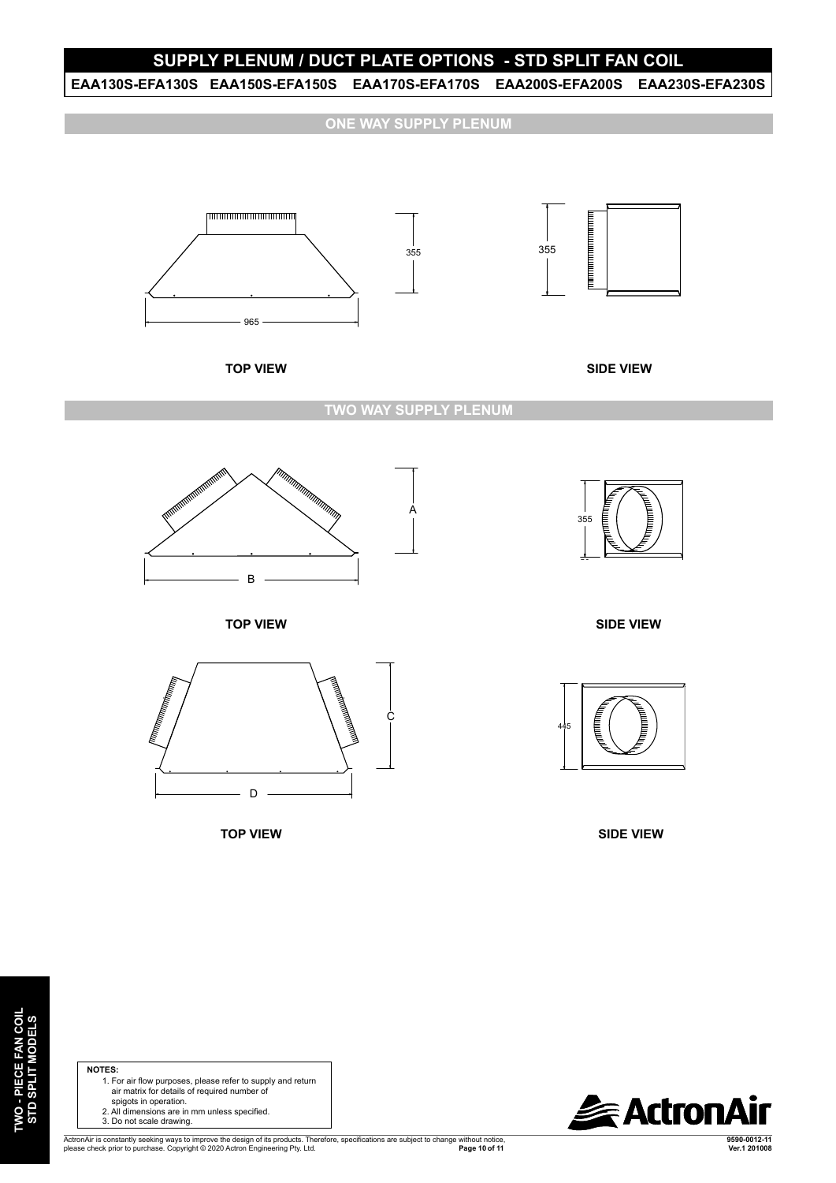# SUPPLY PLENUM / DUCT PLATE OPTIONS - STD SPLIT FAN COIL

**EAA130S-EFA130S EAA150S-EFA150S EAA170S-EFA170S EAA200S-EFA200S EAA230S-EFA230S**

## ONE WAY SUPPLY PLENUM

355

355

965

**TOP VIEW**

**SIDE VIEW**

## TWO WAY SUPPLY PLENUM

A

355

B

**TOP VIEW**

**SIDE VIEW**

C

445

D

**TOP VIEW**

**SIDE VIEW**

**NOTES:**

1. For air flow purposes, please refer to supply and return air matrix for details of required number of spigots in operation.
2. All dimensions are in mm unless specified.
3. Do not scale drawing.

ActronAir is constantly seeking ways to improve the design of its products. Therefore, specifications are subject to change without notice, please check prior to purchase. Copyright © 2020 Actron Engineering Pty. Ltd.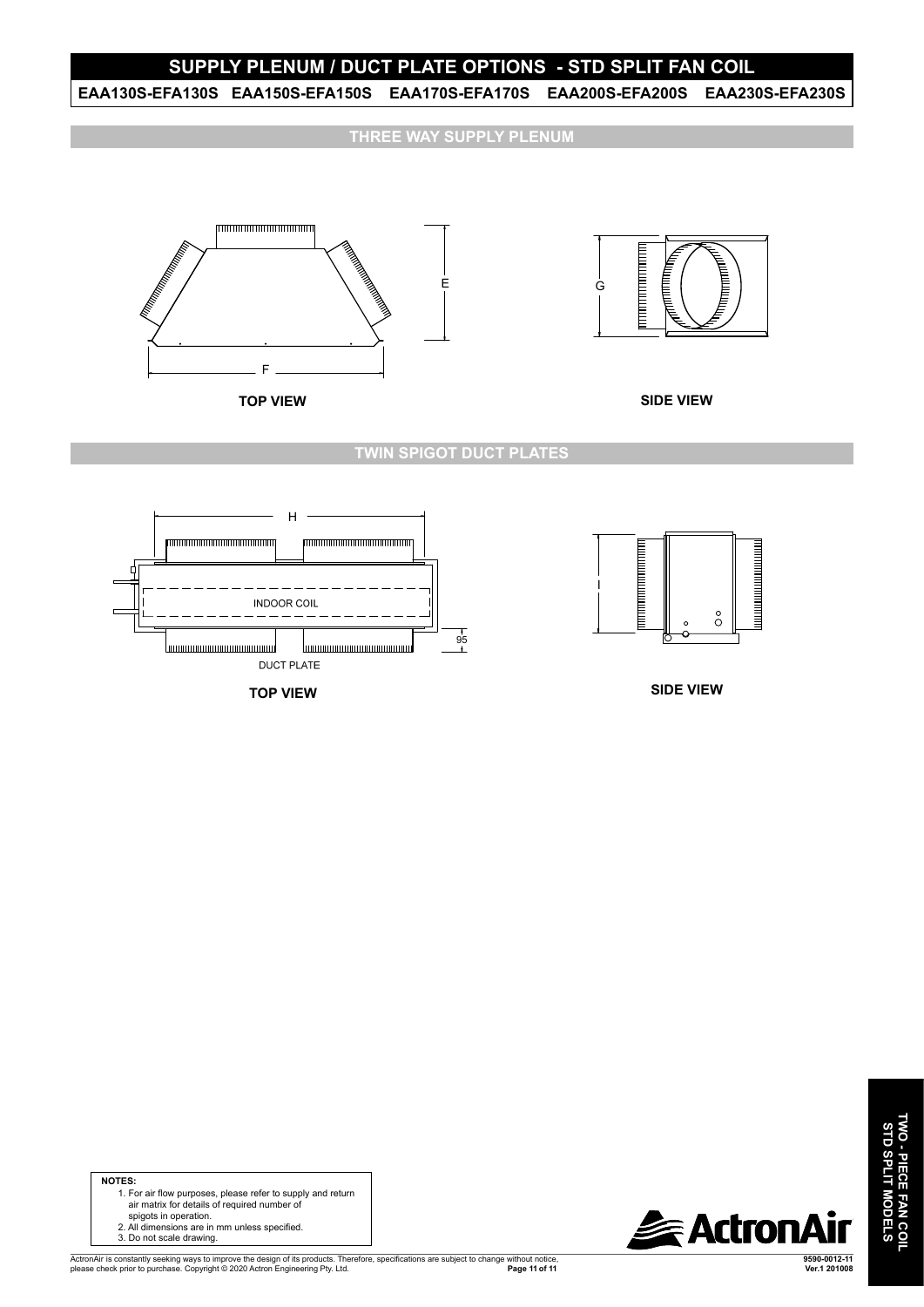# SUPPLY PLENUM / DUCT PLATE OPTIONS - STD SPLIT FAN COIL

**EAA130S-EFA130S EAA150S-EFA150S EAA170S-EFA170S EAA200S-EFA200S EAA230S-EFA230S**

## THREE WAY SUPPLY PLENUM

E

F

**TOP VIEW**

G

**SIDE VIEW**

## TWIN SPIGOT DUCT PLATES

H

INDOOR COIL

95

DUCT PLATE

**TOP VIEW**

I

**SIDE VIEW**

**NOTES:**

1. For air flow purposes, please refer to supply and return air matrix for details of required number of spigots in operation.
2. All dimensions are in mm unless specified.
3. Do not scale drawing.

TWO - PIECE FAN COIL STD SPLIT MODELS

ActronAir is constantly seeking ways to improve the design of its products. Therefore, specifications are subject to change without notice, please check prior to purchase. Copyright © 2020 Actron Engineering Pty. Ltd.

9590-0012-11
Ver.1 201008